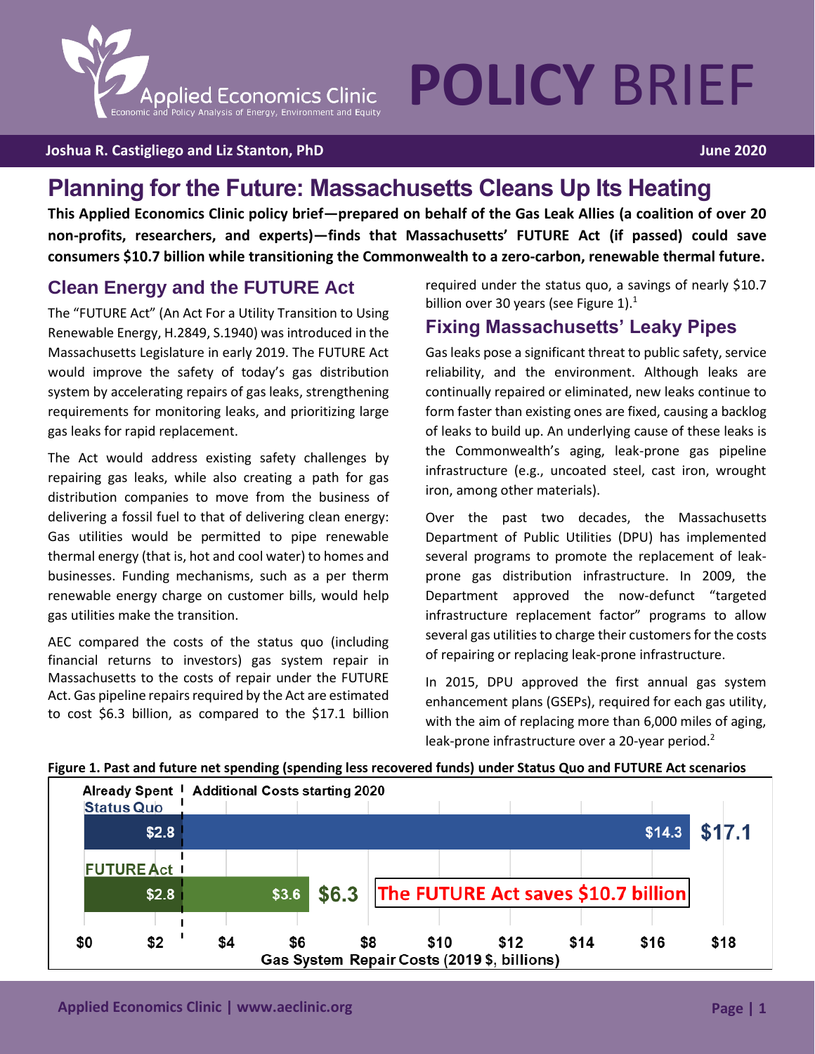Applied Economics Clinic
Economic and Policy Analysis of Energy, Environment and Equity

# POLICY BRIEF

**Joshua R. Castigliego and Liz Stanton, PhD** — **June 2020**

# Planning for the Future: Massachusetts Cleans Up Its Heating

**This Applied Economics Clinic policy brief—prepared on behalf of the Gas Leak Allies (a coalition of over 20 non-profits, researchers, and experts)—finds that Massachusetts' FUTURE Act (if passed) could save consumers $10.7 billion while transitioning the Commonwealth to a zero-carbon, renewable thermal future.**

## Clean Energy and the FUTURE Act

The "FUTURE Act" (An Act For a Utility Transition to Using Renewable Energy, H.2849, S.1940) was introduced in the Massachusetts Legislature in early 2019. The FUTURE Act would improve the safety of today's gas distribution system by accelerating repairs of gas leaks, strengthening requirements for monitoring leaks, and prioritizing large gas leaks for rapid replacement.

The Act would address existing safety challenges by repairing gas leaks, while also creating a path for gas distribution companies to move from the business of delivering a fossil fuel to that of delivering clean energy: Gas utilities would be permitted to pipe renewable thermal energy (that is, hot and cool water) to homes and businesses. Funding mechanisms, such as a per therm renewable energy charge on customer bills, would help gas utilities make the transition.

AEC compared the costs of the status quo (including financial returns to investors) gas system repair in Massachusetts to the costs of repair under the FUTURE Act. Gas pipeline repairs required by the Act are estimated to cost $6.3 billion, as compared to the $17.1 billion required under the status quo, a savings of nearly $10.7 billion over 30 years (see Figure 1).[1]

## Fixing Massachusetts' Leaky Pipes

Gas leaks pose a significant threat to public safety, service reliability, and the environment. Although leaks are continually repaired or eliminated, new leaks continue to form faster than existing ones are fixed, causing a backlog of leaks to build up. An underlying cause of these leaks is the Commonwealth's aging, leak-prone gas pipeline infrastructure (e.g., uncoated steel, cast iron, wrought iron, among other materials).

Over the past two decades, the Massachusetts Department of Public Utilities (DPU) has implemented several programs to promote the replacement of leak-prone gas distribution infrastructure. In 2009, the Department approved the now-defunct "targeted infrastructure replacement factor" programs to allow several gas utilities to charge their customers for the costs of repairing or replacing leak-prone infrastructure.

In 2015, DPU approved the first annual gas system enhancement plans (GSEPs), required for each gas utility, with the aim of replacing more than 6,000 miles of aging, leak-prone infrastructure over a 20-year period.[2]

**Figure 1. Past and future net spending (spending less recovered funds) under Status Quo and FUTURE Act scenarios**

Already Spent | Additional Costs starting 2020

Status Quo: $2.8, $14.3, $17.1

FUTURE Act: $2.8, $3.6, $6.3

The FUTURE Act saves $10.7 billion

$0 $2 $4 $6 $8 $10 $12 $14 $16 $18

Gas System Repair Costs (2019 $, billions)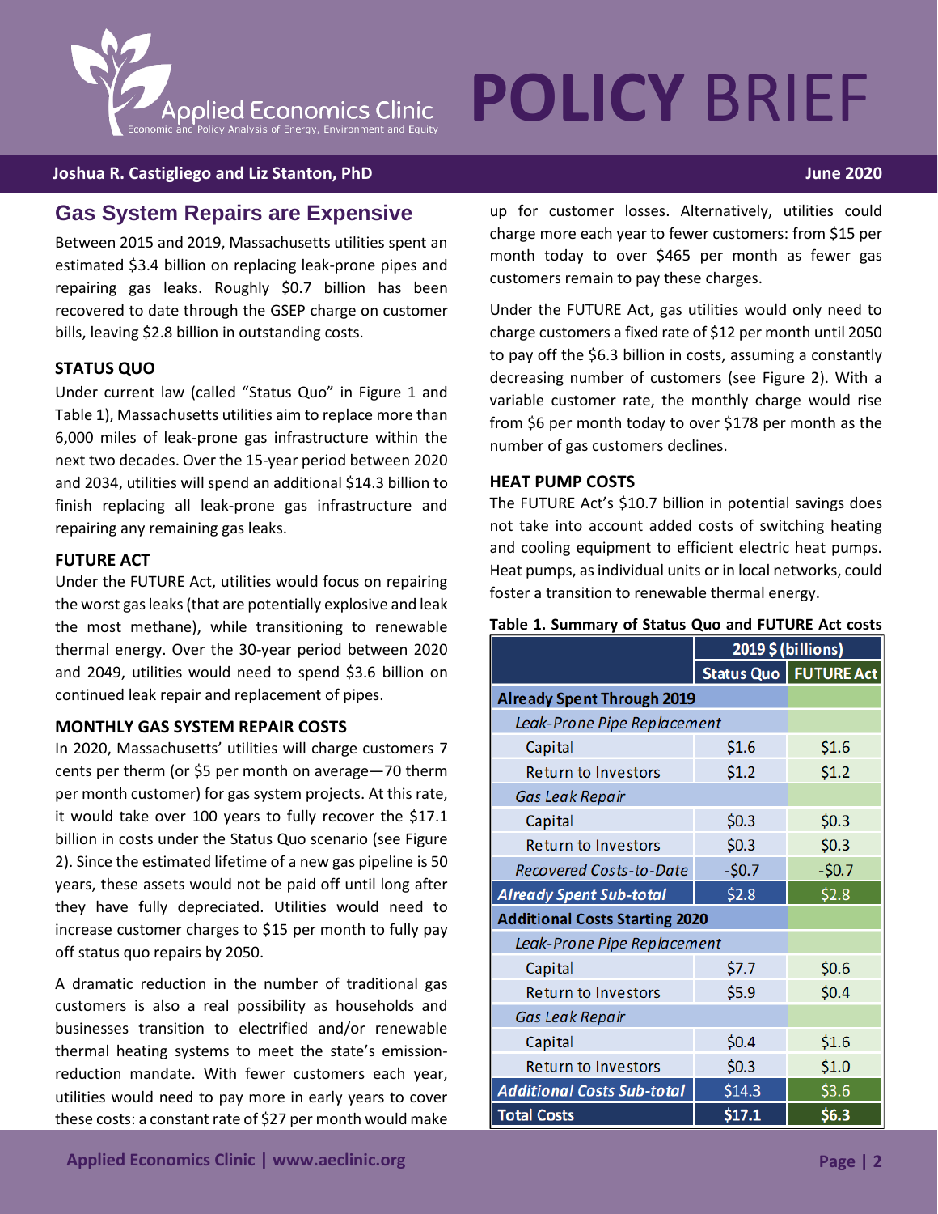## Gas System Repairs are Expensive

Between 2015 and 2019, Massachusetts utilities spent an estimated $3.4 billion on replacing leak-prone pipes and repairing gas leaks. Roughly $0.7 billion has been recovered to date through the GSEP charge on customer bills, leaving $2.8 billion in outstanding costs.

### STATUS QUO

Under current law (called "Status Quo" in Figure 1 and Table 1), Massachusetts utilities aim to replace more than 6,000 miles of leak-prone gas infrastructure within the next two decades. Over the 15-year period between 2020 and 2034, utilities will spend an additional $14.3 billion to finish replacing all leak-prone gas infrastructure and repairing any remaining gas leaks.

### FUTURE ACT

Under the FUTURE Act, utilities would focus on repairing the worst gas leaks (that are potentially explosive and leak the most methane), while transitioning to renewable thermal energy. Over the 30-year period between 2020 and 2049, utilities would need to spend $3.6 billion on continued leak repair and replacement of pipes.

### MONTHLY GAS SYSTEM REPAIR COSTS

In 2020, Massachusetts' utilities will charge customers 7 cents per therm (or $5 per month on average—70 therm per month customer) for gas system projects. At this rate, it would take over 100 years to fully recover the $17.1 billion in costs under the Status Quo scenario (see Figure 2). Since the estimated lifetime of a new gas pipeline is 50 years, these assets would not be paid off until long after they have fully depreciated. Utilities would need to increase customer charges to $15 per month to fully pay off status quo repairs by 2050.

A dramatic reduction in the number of traditional gas customers is also a real possibility as households and businesses transition to electrified and/or renewable thermal heating systems to meet the state's emission-reduction mandate. With fewer customers each year, utilities would need to pay more in early years to cover these costs: a constant rate of $27 per month would make up for customer losses. Alternatively, utilities could charge more each year to fewer customers: from $15 per month today to over $465 per month as fewer gas customers remain to pay these charges.

Under the FUTURE Act, gas utilities would only need to charge customers a fixed rate of $12 per month until 2050 to pay off the $6.3 billion in costs, assuming a constantly decreasing number of customers (see Figure 2). With a variable customer rate, the monthly charge would rise from $6 per month today to over $178 per month as the number of gas customers declines.

### HEAT PUMP COSTS

The FUTURE Act's $10.7 billion in potential savings does not take into account added costs of switching heating and cooling equipment to efficient electric heat pumps. Heat pumps, as individual units or in local networks, could foster a transition to renewable thermal energy.

**Table 1. Summary of Status Quo and FUTURE Act costs**

| | 2019 $ (billions) | |
|---|---|---|
| | **Status Quo** | **FUTURE Act** |
| **Already Spent Through 2019** | | |
| *Leak-Prone Pipe Replacement* | | |
| Capital | $1.6 | $1.6 |
| Return to Investors | $1.2 | $1.2 |
| *Gas Leak Repair* | | |
| Capital | $0.3 | $0.3 |
| Return to Investors | $0.3 | $0.3 |
| *Recovered Costs-to-Date* | -$0.7 | -$0.7 |
| ***Already Spent Sub-total*** | $2.8 | $2.8 |
| **Additional Costs Starting 2020** | | |
| *Leak-Prone Pipe Replacement* | | |
| Capital | $7.7 | $0.6 |
| Return to Investors | $5.9 | $0.4 |
| *Gas Leak Repair* | | |
| Capital | $0.4 | $1.6 |
| Return to Investors | $0.3 | $1.0 |
| ***Additional Costs Sub-total*** | $14.3 | $3.6 |
| **Total Costs** | **$17.1** | **$6.3** |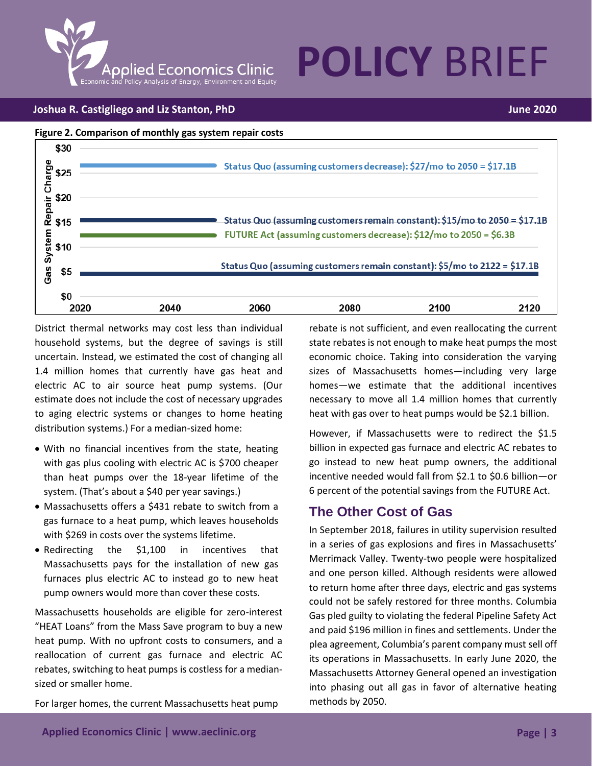**Figure 2. Comparison of monthly gas system repair costs**

Gas System Repair Charge

$30
$25
$20
$15
$10
$5
$0

2020
2040
2060
2080
2100
2120

Status Quo (assuming customers decrease): $27/mo to 2050 = $17.1B

Status Quo (assuming customers remain constant): $15/mo to 2050 = $17.1B

FUTURE Act (assuming customers decrease): $12/mo to 2050 = $6.3B

Status Quo (assuming customers remain constant): $5/mo to 2122 = $17.1B

District thermal networks may cost less than individual household systems, but the degree of savings is still uncertain. Instead, we estimated the cost of changing all 1.4 million homes that currently have gas heat and electric AC to air source heat pump systems. (Our estimate does not include the cost of necessary upgrades to aging electric systems or changes to home heating distribution systems.) For a median-sized home:

- With no financial incentives from the state, heating with gas plus cooling with electric AC is $700 cheaper than heat pumps over the 18-year lifetime of the system. (That's about a $40 per year savings.)
- Massachusetts offers a $431 rebate to switch from a gas furnace to a heat pump, which leaves households with $269 in costs over the systems lifetime.
- Redirecting the $1,100 in incentives that Massachusetts pays for the installation of new gas furnaces plus electric AC to instead go to new heat pump owners would more than cover these costs.

Massachusetts households are eligible for zero-interest "HEAT Loans" from the Mass Save program to buy a new heat pump. With no upfront costs to consumers, and a reallocation of current gas furnace and electric AC rebates, switching to heat pumps is costless for a median-sized or smaller home.

For larger homes, the current Massachusetts heat pump rebate is not sufficient, and even reallocating the current state rebates is not enough to make heat pumps the most economic choice. Taking into consideration the varying sizes of Massachusetts homes—including very large homes—we estimate that the additional incentives necessary to move all 1.4 million homes that currently heat with gas over to heat pumps would be $2.1 billion.

However, if Massachusetts were to redirect the $1.5 billion in expected gas furnace and electric AC rebates to go instead to new heat pump owners, the additional incentive needed would fall from $2.1 to $0.6 billion—or 6 percent of the potential savings from the FUTURE Act.

## The Other Cost of Gas

In September 2018, failures in utility supervision resulted in a series of gas explosions and fires in Massachusetts' Merrimack Valley. Twenty-two people were hospitalized and one person killed. Although residents were allowed to return home after three days, electric and gas systems could not be safely restored for three months. Columbia Gas pled guilty to violating the federal Pipeline Safety Act and paid $196 million in fines and settlements. Under the plea agreement, Columbia's parent company must sell off its operations in Massachusetts. In early June 2020, the Massachusetts Attorney General opened an investigation into phasing out all gas in favor of alternative heating methods by 2050.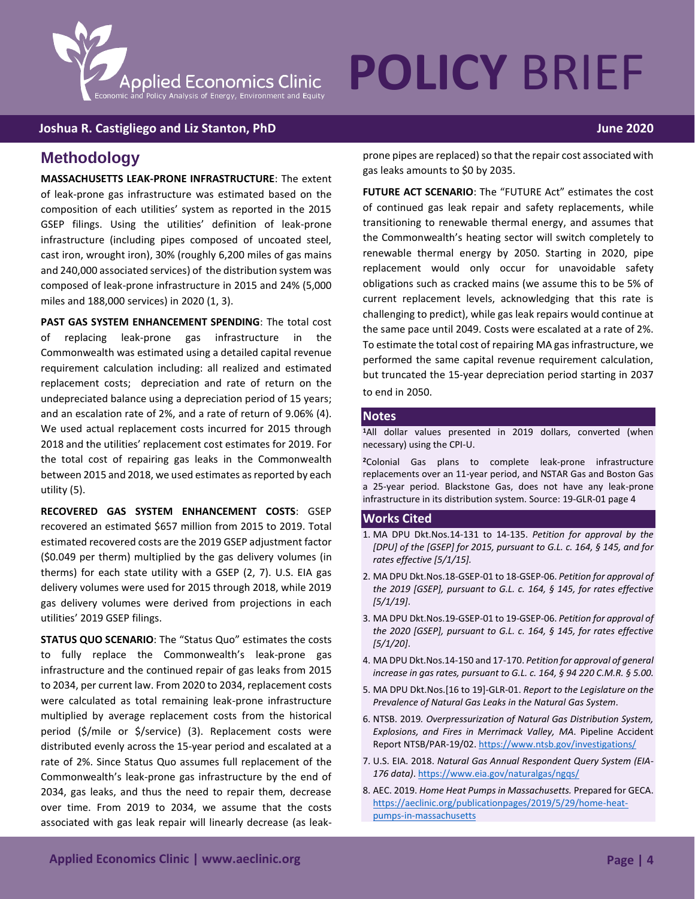# POLICY BRIEF

**Joshua R. Castigliego and Liz Stanton, PhD** — June 2020

## Methodology

**MASSACHUSETTS LEAK-PRONE INFRASTRUCTURE**: The extent of leak-prone gas infrastructure was estimated based on the composition of each utilities' system as reported in the 2015 GSEP filings. Using the utilities' definition of leak-prone infrastructure (including pipes composed of uncoated steel, cast iron, wrought iron), 30% (roughly 6,200 miles of gas mains and 240,000 associated services) of the distribution system was composed of leak-prone infrastructure in 2015 and 24% (5,000 miles and 188,000 services) in 2020 (1, 3).

**PAST GAS SYSTEM ENHANCEMENT SPENDING**: The total cost of replacing leak-prone gas infrastructure in the Commonwealth was estimated using a detailed capital revenue requirement calculation including: all realized and estimated replacement costs; depreciation and rate of return on the undepreciated balance using a depreciation period of 15 years; and an escalation rate of 2%, and a rate of return of 9.06% (4). We used actual replacement costs incurred for 2015 through 2018 and the utilities' replacement cost estimates for 2019. For the total cost of repairing gas leaks in the Commonwealth between 2015 and 2018, we used estimates as reported by each utility (5).

**RECOVERED GAS SYSTEM ENHANCEMENT COSTS**: GSEP recovered an estimated $657 million from 2015 to 2019. Total estimated recovered costs are the 2019 GSEP adjustment factor ($0.049 per therm) multiplied by the gas delivery volumes (in therms) for each state utility with a GSEP (2, 7). U.S. EIA gas delivery volumes were used for 2015 through 2018, while 2019 gas delivery volumes were derived from projections in each utilities' 2019 GSEP filings.

**STATUS QUO SCENARIO**: The "Status Quo" estimates the costs to fully replace the Commonwealth's leak-prone gas infrastructure and the continued repair of gas leaks from 2015 to 2034, per current law. From 2020 to 2034, replacement costs were calculated as total remaining leak-prone infrastructure multiplied by average replacement costs from the historical period ($/mile or $/service) (3). Replacement costs were distributed evenly across the 15-year period and escalated at a rate of 2%. Since Status Quo assumes full replacement of the Commonwealth's leak-prone gas infrastructure by the end of 2034, gas leaks, and thus the need to repair them, decrease over time. From 2019 to 2034, we assume that the costs associated with gas leak repair will linearly decrease (as leak-prone pipes are replaced) so that the repair cost associated with gas leaks amounts to $0 by 2035.

**FUTURE ACT SCENARIO**: The "FUTURE Act" estimates the cost of continued gas leak repair and safety replacements, while transitioning to renewable thermal energy, and assumes that the Commonwealth's heating sector will switch completely to renewable thermal energy by 2050. Starting in 2020, pipe replacement would only occur for unavoidable safety obligations such as cracked mains (we assume this to be 5% of current replacement levels, acknowledging that this rate is challenging to predict), while gas leak repairs would continue at the same pace until 2049. Costs were escalated at a rate of 2%. To estimate the total cost of repairing MA gas infrastructure, we performed the same capital revenue requirement calculation, but truncated the 15-year depreciation period starting in 2037 to end in 2050.

## Notes

[1]All dollar values presented in 2019 dollars, converted (when necessary) using the CPI-U.

[2]Colonial Gas plans to complete leak-prone infrastructure replacements over an 11-year period, and NSTAR Gas and Boston Gas a 25-year period. Blackstone Gas, does not have any leak-prone infrastructure in its distribution system. Source: 19-GLR-01 page 4

## Works Cited

1. MA DPU Dkt.Nos.14-131 to 14-135. *Petition for approval by the [DPU] of the [GSEP] for 2015, pursuant to G.L. c. 164, § 145, and for rates effective [5/1/15].*
2. MA DPU Dkt.Nos.18-GSEP-01 to 18-GSEP-06. *Petition for approval of the 2019 [GSEP], pursuant to G.L. c. 164, § 145, for rates effective [5/1/19]*.
3. MA DPU Dkt.Nos.19-GSEP-01 to 19-GSEP-06. *Petition for approval of the 2020 [GSEP], pursuant to G.L. c. 164, § 145, for rates effective [5/1/20]*.
4. MA DPU Dkt.Nos.14-150 and 17-170. *Petition for approval of general increase in gas rates, pursuant to G.L. c. 164, § 94 220 C.M.R. § 5.00.*
5. MA DPU Dkt.Nos.[16 to 19]-GLR-01. *Report to the Legislature on the Prevalence of Natural Gas Leaks in the Natural Gas System*.
6. NTSB. 2019. *Overpressurization of Natural Gas Distribution System, Explosions, and Fires in Merrimack Valley, MA*. Pipeline Accident Report NTSB/PAR-19/02. https://www.ntsb.gov/investigations/
7. U.S. EIA. 2018. *Natural Gas Annual Respondent Query System (EIA-176 data)*. https://www.eia.gov/naturalgas/ngqs/
8. AEC. 2019. *Home Heat Pumps in Massachusetts.* Prepared for GECA. https://aeclinic.org/publicationpages/2019/5/29/home-heat-pumps-in-massachusetts